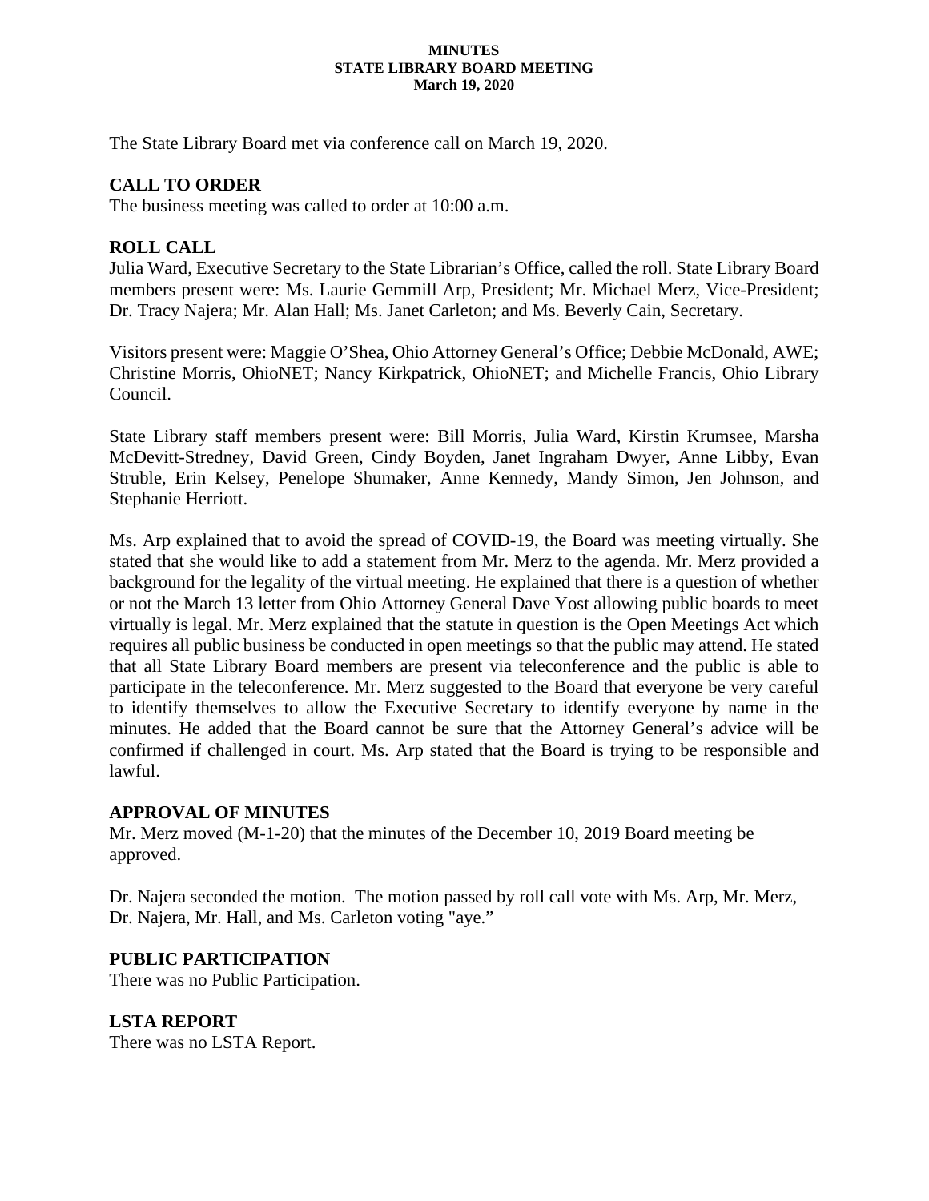**MINUTES**
**STATE LIBRARY BOARD MEETING**
**March 19, 2020**

The State Library Board met via conference call on March 19, 2020.

## CALL TO ORDER

The business meeting was called to order at 10:00 a.m.

## ROLL CALL

Julia Ward, Executive Secretary to the State Librarian's Office, called the roll. State Library Board members present were: Ms. Laurie Gemmill Arp, President; Mr. Michael Merz, Vice-President; Dr. Tracy Najera; Mr. Alan Hall; Ms. Janet Carleton; and Ms. Beverly Cain, Secretary.

Visitors present were: Maggie O'Shea, Ohio Attorney General's Office; Debbie McDonald, AWE; Christine Morris, OhioNET; Nancy Kirkpatrick, OhioNET; and Michelle Francis, Ohio Library Council.

State Library staff members present were: Bill Morris, Julia Ward, Kirstin Krumsee, Marsha McDevitt-Stredney, David Green, Cindy Boyden, Janet Ingraham Dwyer, Anne Libby, Evan Struble, Erin Kelsey, Penelope Shumaker, Anne Kennedy, Mandy Simon, Jen Johnson, and Stephanie Herriott.

Ms. Arp explained that to avoid the spread of COVID-19, the Board was meeting virtually. She stated that she would like to add a statement from Mr. Merz to the agenda. Mr. Merz provided a background for the legality of the virtual meeting. He explained that there is a question of whether or not the March 13 letter from Ohio Attorney General Dave Yost allowing public boards to meet virtually is legal. Mr. Merz explained that the statute in question is the Open Meetings Act which requires all public business be conducted in open meetings so that the public may attend. He stated that all State Library Board members are present via teleconference and the public is able to participate in the teleconference. Mr. Merz suggested to the Board that everyone be very careful to identify themselves to allow the Executive Secretary to identify everyone by name in the minutes. He added that the Board cannot be sure that the Attorney General's advice will be confirmed if challenged in court. Ms. Arp stated that the Board is trying to be responsible and lawful.

## APPROVAL OF MINUTES

Mr. Merz moved (M-1-20) that the minutes of the December 10, 2019 Board meeting be approved.

Dr. Najera seconded the motion. The motion passed by roll call vote with Ms. Arp, Mr. Merz, Dr. Najera, Mr. Hall, and Ms. Carleton voting "aye."

## PUBLIC PARTICIPATION

There was no Public Participation.

## LSTA REPORT

There was no LSTA Report.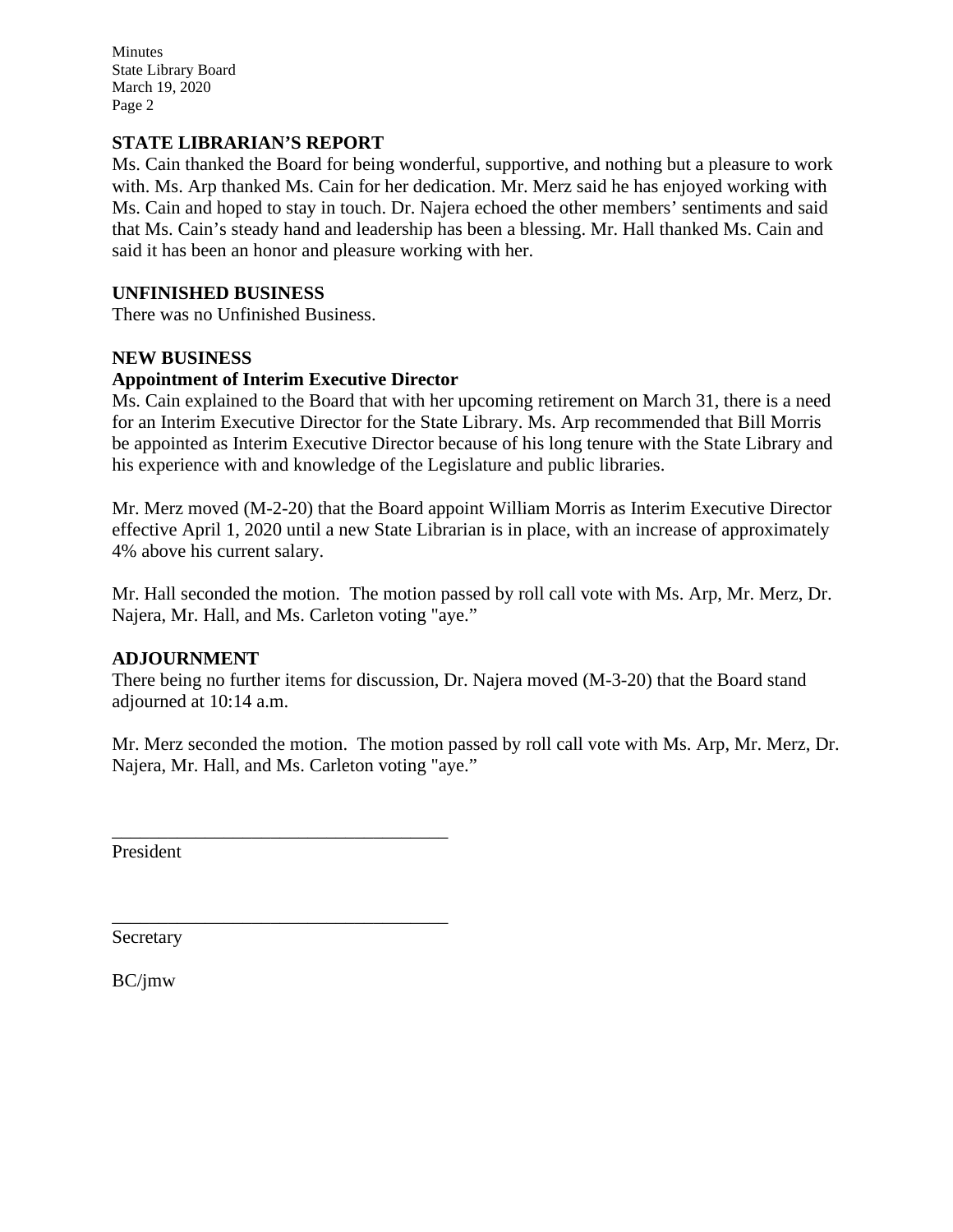**STATE LIBRARIAN'S REPORT**

Ms. Cain thanked the Board for being wonderful, supportive, and nothing but a pleasure to work with. Ms. Arp thanked Ms. Cain for her dedication. Mr. Merz said he has enjoyed working with Ms. Cain and hoped to stay in touch. Dr. Najera echoed the other members' sentiments and said that Ms. Cain's steady hand and leadership has been a blessing. Mr. Hall thanked Ms. Cain and said it has been an honor and pleasure working with her.

**UNFINISHED BUSINESS**

There was no Unfinished Business.

**NEW BUSINESS**

**Appointment of Interim Executive Director**

Ms. Cain explained to the Board that with her upcoming retirement on March 31, there is a need for an Interim Executive Director for the State Library. Ms. Arp recommended that Bill Morris be appointed as Interim Executive Director because of his long tenure with the State Library and his experience with and knowledge of the Legislature and public libraries.

Mr. Merz moved (M-2-20) that the Board appoint William Morris as Interim Executive Director effective April 1, 2020 until a new State Librarian is in place, with an increase of approximately 4% above his current salary.

Mr. Hall seconded the motion. The motion passed by roll call vote with Ms. Arp, Mr. Merz, Dr. Najera, Mr. Hall, and Ms. Carleton voting "aye."

**ADJOURNMENT**

There being no further items for discussion, Dr. Najera moved (M-3-20) that the Board stand adjourned at 10:14 a.m.

Mr. Merz seconded the motion. The motion passed by roll call vote with Ms. Arp, Mr. Merz, Dr. Najera, Mr. Hall, and Ms. Carleton voting "aye."

\_\_\_\_\_\_\_\_\_\_\_\_\_\_\_\_\_\_\_\_\_\_\_\_\_\_\_\_\_\_\_\_\_\_\_\_

President

\_\_\_\_\_\_\_\_\_\_\_\_\_\_\_\_\_\_\_\_\_\_\_\_\_\_\_\_\_\_\_\_\_\_\_\_

Secretary

BC/jmw